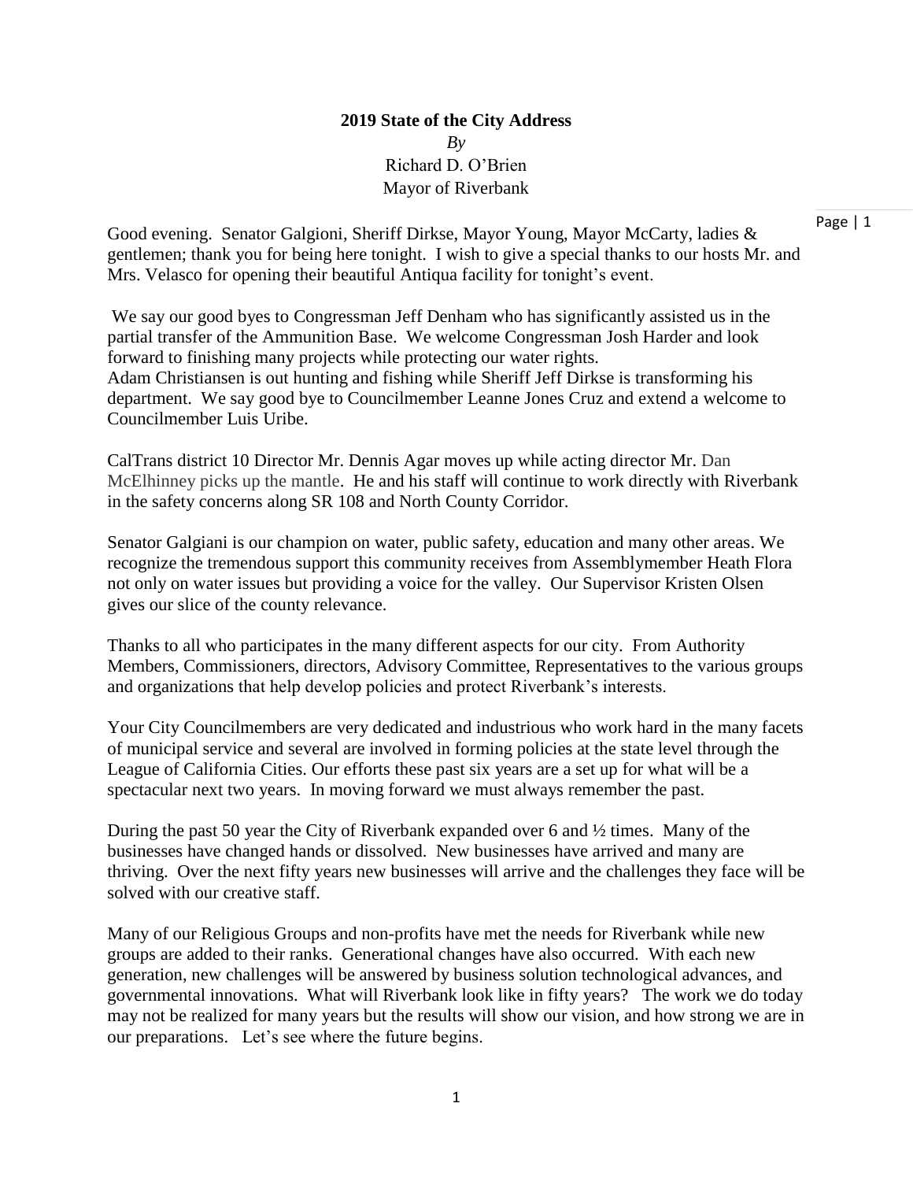**2019 State of the City Address**

*By*

Richard D. O'Brien

Mayor of Riverbank

Good evening. Senator Galgioni, Sheriff Dirkse, Mayor Young, Mayor McCarty, ladies & gentlemen; thank you for being here tonight. I wish to give a special thanks to our hosts Mr. and Mrs. Velasco for opening their beautiful Antiqua facility for tonight's event.

We say our good byes to Congressman Jeff Denham who has significantly assisted us in the partial transfer of the Ammunition Base. We welcome Congressman Josh Harder and look forward to finishing many projects while protecting our water rights.
Adam Christiansen is out hunting and fishing while Sheriff Jeff Dirkse is transforming his department. We say good bye to Councilmember Leanne Jones Cruz and extend a welcome to Councilmember Luis Uribe.

CalTrans district 10 Director Mr. Dennis Agar moves up while acting director Mr. Dan McElhinney picks up the mantle. He and his staff will continue to work directly with Riverbank in the safety concerns along SR 108 and North County Corridor.

Senator Galgiani is our champion on water, public safety, education and many other areas. We recognize the tremendous support this community receives from Assemblymember Heath Flora not only on water issues but providing a voice for the valley. Our Supervisor Kristen Olsen gives our slice of the county relevance.

Thanks to all who participates in the many different aspects for our city. From Authority Members, Commissioners, directors, Advisory Committee, Representatives to the various groups and organizations that help develop policies and protect Riverbank's interests.

Your City Councilmembers are very dedicated and industrious who work hard in the many facets of municipal service and several are involved in forming policies at the state level through the League of California Cities. Our efforts these past six years are a set up for what will be a spectacular next two years. In moving forward we must always remember the past.

During the past 50 year the City of Riverbank expanded over 6 and ½ times. Many of the businesses have changed hands or dissolved. New businesses have arrived and many are thriving. Over the next fifty years new businesses will arrive and the challenges they face will be solved with our creative staff.

Many of our Religious Groups and non-profits have met the needs for Riverbank while new groups are added to their ranks. Generational changes have also occurred. With each new generation, new challenges will be answered by business solution technological advances, and governmental innovations. What will Riverbank look like in fifty years? The work we do today may not be realized for many years but the results will show our vision, and how strong we are in our preparations. Let's see where the future begins.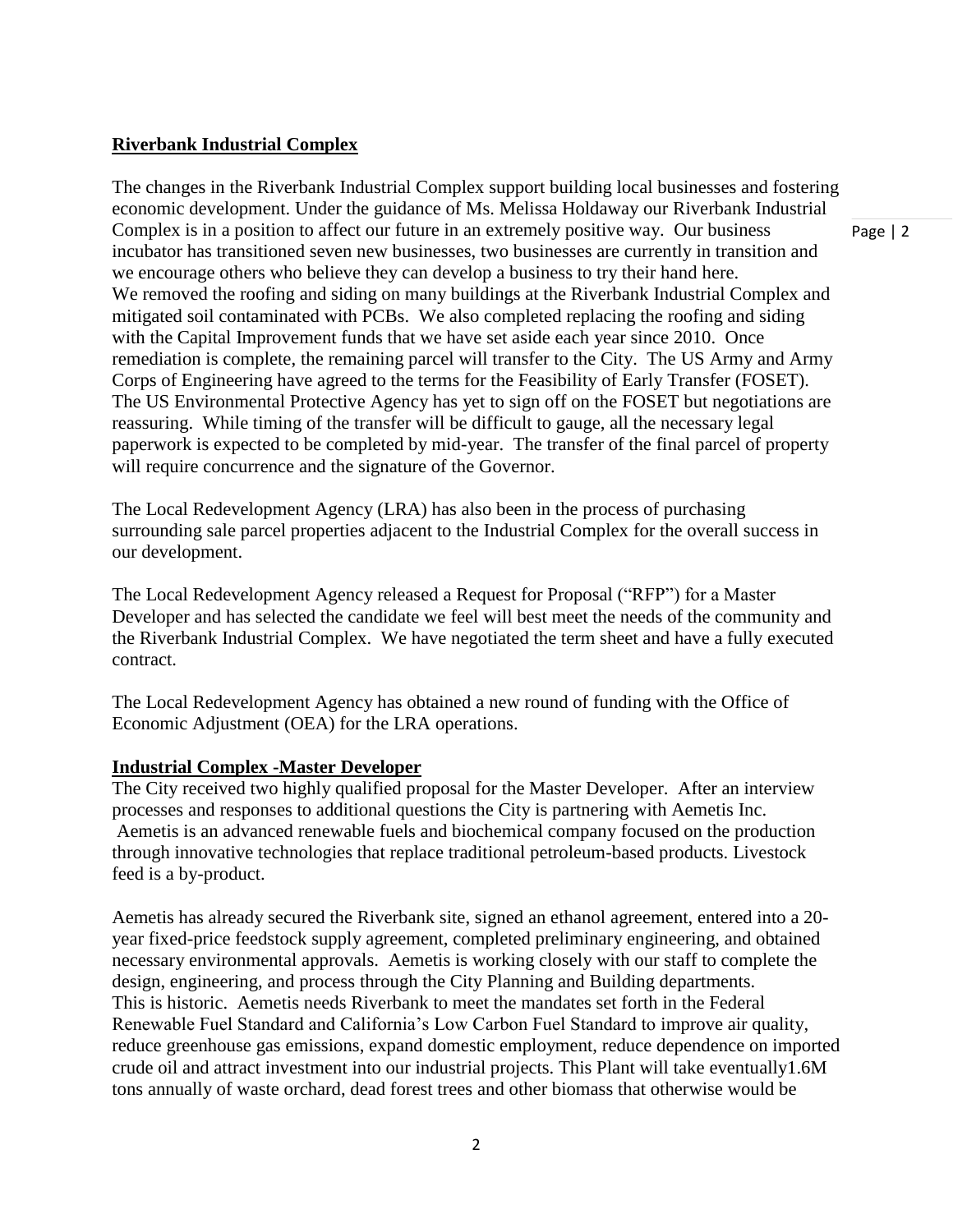**Riverbank Industrial Complex**

The changes in the Riverbank Industrial Complex support building local businesses and fostering economic development. Under the guidance of Ms. Melissa Holdaway our Riverbank Industrial Complex is in a position to affect our future in an extremely positive way. Our business incubator has transitioned seven new businesses, two businesses are currently in transition and we encourage others who believe they can develop a business to try their hand here.
We removed the roofing and siding on many buildings at the Riverbank Industrial Complex and mitigated soil contaminated with PCBs. We also completed replacing the roofing and siding with the Capital Improvement funds that we have set aside each year since 2010. Once remediation is complete, the remaining parcel will transfer to the City. The US Army and Army Corps of Engineering have agreed to the terms for the Feasibility of Early Transfer (FOSET). The US Environmental Protective Agency has yet to sign off on the FOSET but negotiations are reassuring. While timing of the transfer will be difficult to gauge, all the necessary legal paperwork is expected to be completed by mid-year. The transfer of the final parcel of property will require concurrence and the signature of the Governor.

The Local Redevelopment Agency (LRA) has also been in the process of purchasing surrounding sale parcel properties adjacent to the Industrial Complex for the overall success in our development.

The Local Redevelopment Agency released a Request for Proposal ("RFP") for a Master Developer and has selected the candidate we feel will best meet the needs of the community and the Riverbank Industrial Complex. We have negotiated the term sheet and have a fully executed contract.

The Local Redevelopment Agency has obtained a new round of funding with the Office of Economic Adjustment (OEA) for the LRA operations.

**Industrial Complex -Master Developer**

The City received two highly qualified proposal for the Master Developer. After an interview processes and responses to additional questions the City is partnering with Aemetis Inc. Aemetis is an advanced renewable fuels and biochemical company focused on the production through innovative technologies that replace traditional petroleum-based products. Livestock feed is a by-product.

Aemetis has already secured the Riverbank site, signed an ethanol agreement, entered into a 20-year fixed-price feedstock supply agreement, completed preliminary engineering, and obtained necessary environmental approvals. Aemetis is working closely with our staff to complete the design, engineering, and process through the City Planning and Building departments.
This is historic. Aemetis needs Riverbank to meet the mandates set forth in the Federal Renewable Fuel Standard and California's Low Carbon Fuel Standard to improve air quality, reduce greenhouse gas emissions, expand domestic employment, reduce dependence on imported crude oil and attract investment into our industrial projects. This Plant will take eventually1.6M tons annually of waste orchard, dead forest trees and other biomass that otherwise would be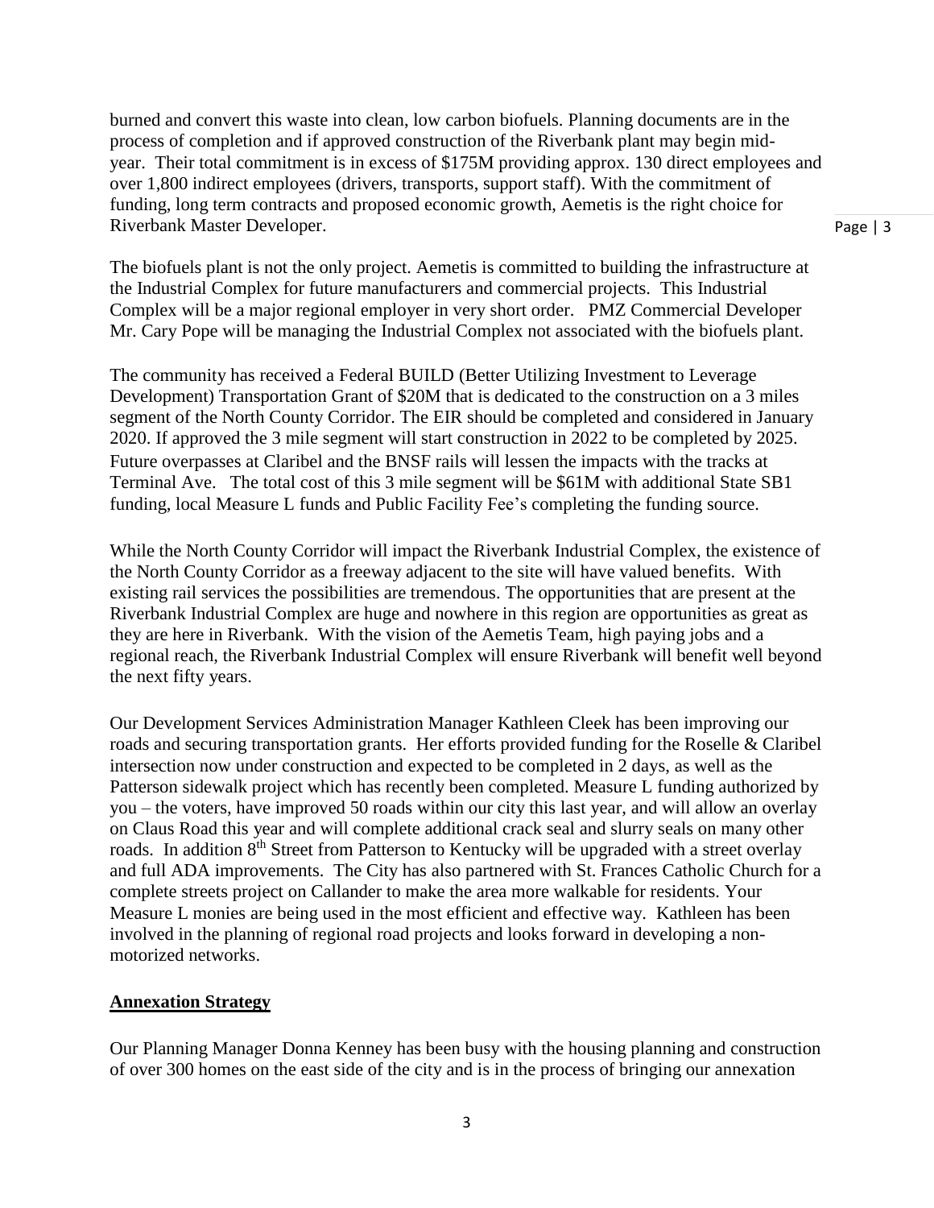burned and convert this waste into clean, low carbon biofuels. Planning documents are in the process of completion and if approved construction of the Riverbank plant may begin mid-year. Their total commitment is in excess of $175M providing approx. 130 direct employees and over 1,800 indirect employees (drivers, transports, support staff). With the commitment of funding, long term contracts and proposed economic growth, Aemetis is the right choice for Riverbank Master Developer.

The biofuels plant is not the only project. Aemetis is committed to building the infrastructure at the Industrial Complex for future manufacturers and commercial projects. This Industrial Complex will be a major regional employer in very short order. PMZ Commercial Developer Mr. Cary Pope will be managing the Industrial Complex not associated with the biofuels plant.

The community has received a Federal BUILD (Better Utilizing Investment to Leverage Development) Transportation Grant of $20M that is dedicated to the construction on a 3 miles segment of the North County Corridor. The EIR should be completed and considered in January 2020. If approved the 3 mile segment will start construction in 2022 to be completed by 2025. Future overpasses at Claribel and the BNSF rails will lessen the impacts with the tracks at Terminal Ave. The total cost of this 3 mile segment will be $61M with additional State SB1 funding, local Measure L funds and Public Facility Fee's completing the funding source.

While the North County Corridor will impact the Riverbank Industrial Complex, the existence of the North County Corridor as a freeway adjacent to the site will have valued benefits. With existing rail services the possibilities are tremendous. The opportunities that are present at the Riverbank Industrial Complex are huge and nowhere in this region are opportunities as great as they are here in Riverbank. With the vision of the Aemetis Team, high paying jobs and a regional reach, the Riverbank Industrial Complex will ensure Riverbank will benefit well beyond the next fifty years.

Our Development Services Administration Manager Kathleen Cleek has been improving our roads and securing transportation grants. Her efforts provided funding for the Roselle & Claribel intersection now under construction and expected to be completed in 2 days, as well as the Patterson sidewalk project which has recently been completed. Measure L funding authorized by you – the voters, have improved 50 roads within our city this last year, and will allow an overlay on Claus Road this year and will complete additional crack seal and slurry seals on many other roads. In addition 8th Street from Patterson to Kentucky will be upgraded with a street overlay and full ADA improvements. The City has also partnered with St. Frances Catholic Church for a complete streets project on Callander to make the area more walkable for residents. Your Measure L monies are being used in the most efficient and effective way. Kathleen has been involved in the planning of regional road projects and looks forward in developing a non-motorized networks.

## **Annexation Strategy**

Our Planning Manager Donna Kenney has been busy with the housing planning and construction of over 300 homes on the east side of the city and is in the process of bringing our annexation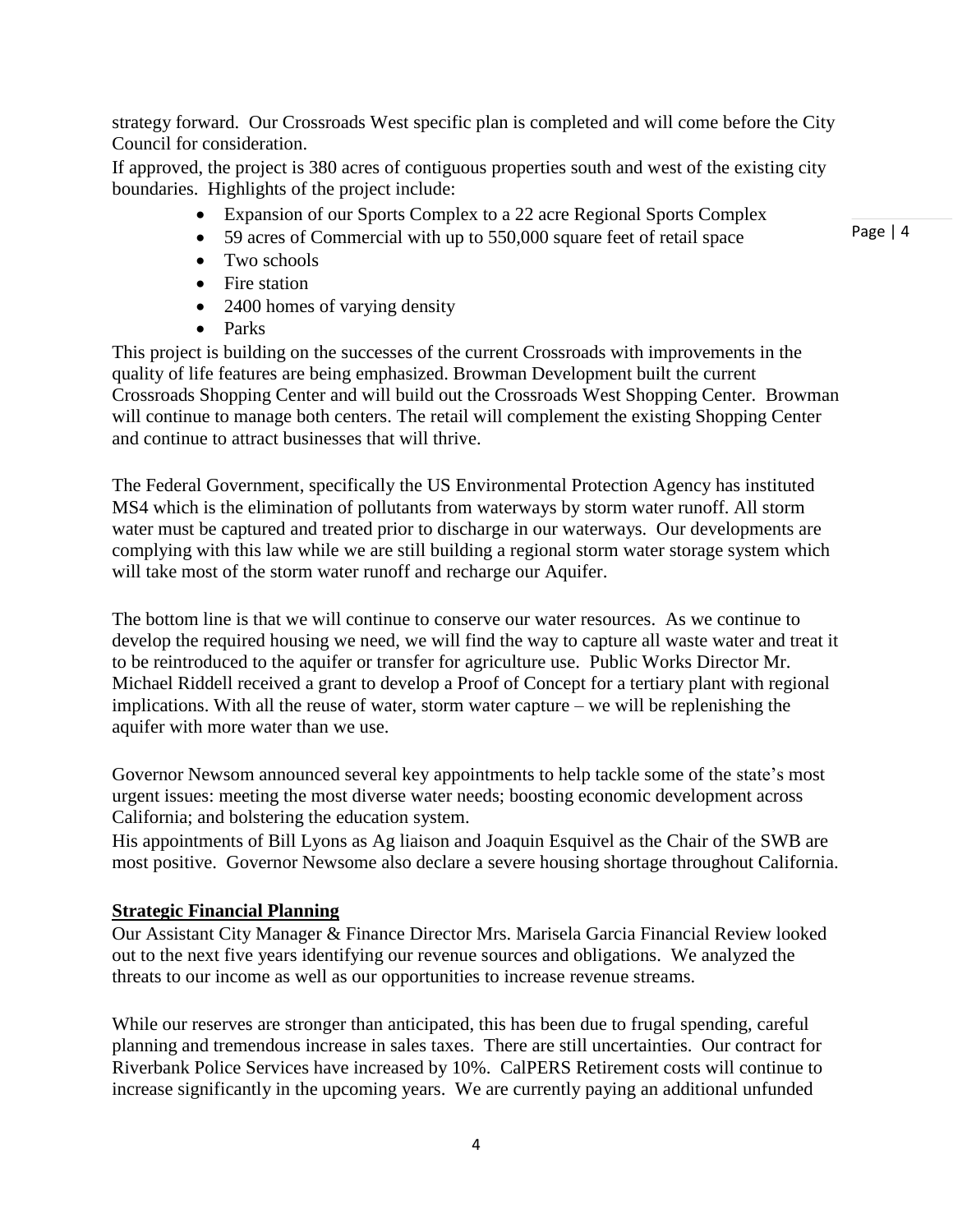strategy forward. Our Crossroads West specific plan is completed and will come before the City Council for consideration.

If approved, the project is 380 acres of contiguous properties south and west of the existing city boundaries. Highlights of the project include:

- Expansion of our Sports Complex to a 22 acre Regional Sports Complex
- 59 acres of Commercial with up to 550,000 square feet of retail space
- Two schools
- Fire station
- 2400 homes of varying density
- Parks

This project is building on the successes of the current Crossroads with improvements in the quality of life features are being emphasized. Browman Development built the current Crossroads Shopping Center and will build out the Crossroads West Shopping Center. Browman will continue to manage both centers. The retail will complement the existing Shopping Center and continue to attract businesses that will thrive.

The Federal Government, specifically the US Environmental Protection Agency has instituted MS4 which is the elimination of pollutants from waterways by storm water runoff. All storm water must be captured and treated prior to discharge in our waterways. Our developments are complying with this law while we are still building a regional storm water storage system which will take most of the storm water runoff and recharge our Aquifer.

The bottom line is that we will continue to conserve our water resources. As we continue to develop the required housing we need, we will find the way to capture all waste water and treat it to be reintroduced to the aquifer or transfer for agriculture use. Public Works Director Mr. Michael Riddell received a grant to develop a Proof of Concept for a tertiary plant with regional implications. With all the reuse of water, storm water capture – we will be replenishing the aquifer with more water than we use.

Governor Newsom announced several key appointments to help tackle some of the state's most urgent issues: meeting the most diverse water needs; boosting economic development across California; and bolstering the education system.

His appointments of Bill Lyons as Ag liaison and Joaquin Esquivel as the Chair of the SWB are most positive. Governor Newsome also declare a severe housing shortage throughout California.

**Strategic Financial Planning**

Our Assistant City Manager & Finance Director Mrs. Marisela Garcia Financial Review looked out to the next five years identifying our revenue sources and obligations. We analyzed the threats to our income as well as our opportunities to increase revenue streams.

While our reserves are stronger than anticipated, this has been due to frugal spending, careful planning and tremendous increase in sales taxes. There are still uncertainties. Our contract for Riverbank Police Services have increased by 10%. CalPERS Retirement costs will continue to increase significantly in the upcoming years. We are currently paying an additional unfunded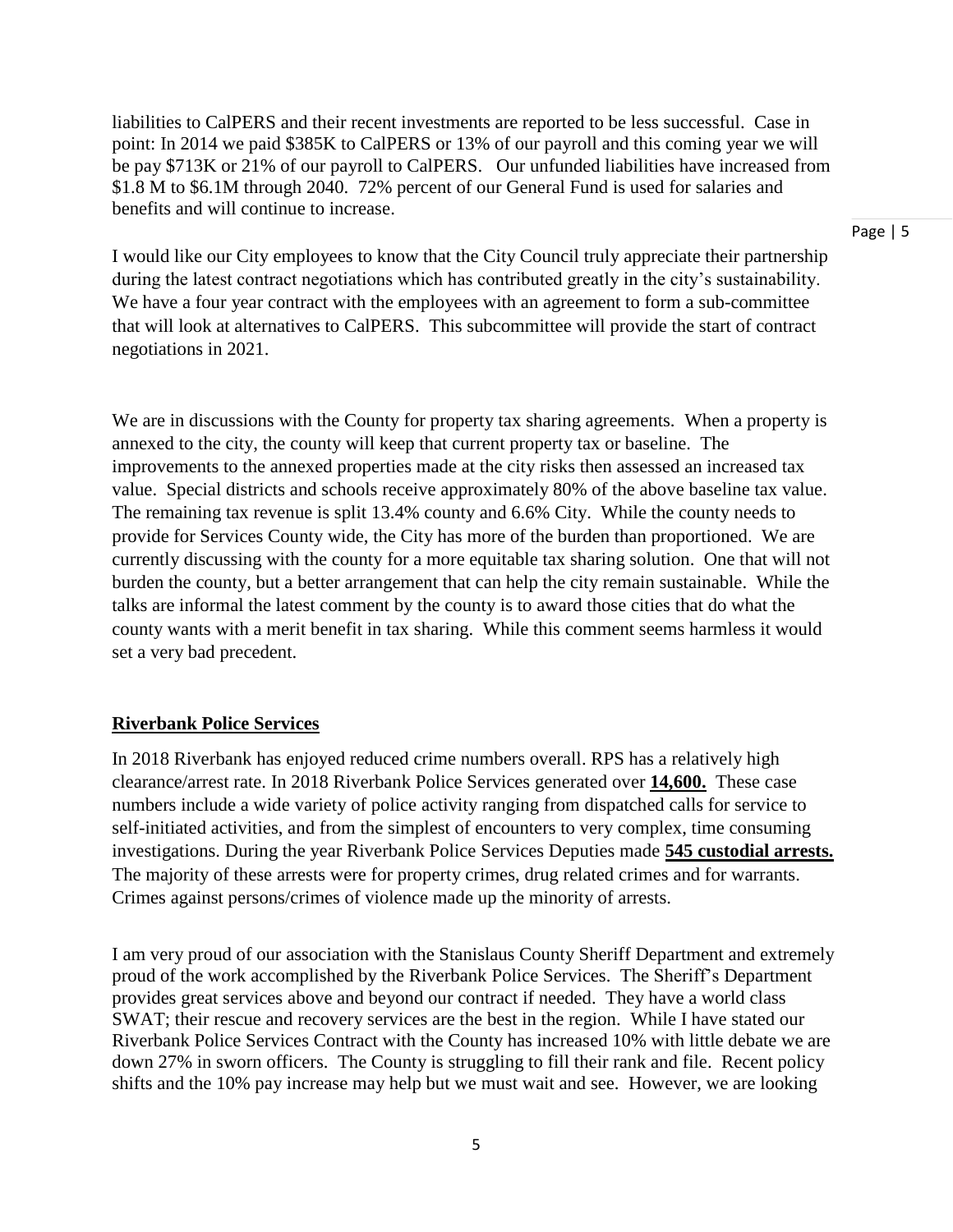liabilities to CalPERS and their recent investments are reported to be less successful. Case in point: In 2014 we paid $385K to CalPERS or 13% of our payroll and this coming year we will be pay $713K or 21% of our payroll to CalPERS. Our unfunded liabilities have increased from $1.8 M to $6.1M through 2040. 72% percent of our General Fund is used for salaries and benefits and will continue to increase.

I would like our City employees to know that the City Council truly appreciate their partnership during the latest contract negotiations which has contributed greatly in the city's sustainability. We have a four year contract with the employees with an agreement to form a sub-committee that will look at alternatives to CalPERS. This subcommittee will provide the start of contract negotiations in 2021.

We are in discussions with the County for property tax sharing agreements. When a property is annexed to the city, the county will keep that current property tax or baseline. The improvements to the annexed properties made at the city risks then assessed an increased tax value. Special districts and schools receive approximately 80% of the above baseline tax value. The remaining tax revenue is split 13.4% county and 6.6% City. While the county needs to provide for Services County wide, the City has more of the burden than proportioned. We are currently discussing with the county for a more equitable tax sharing solution. One that will not burden the county, but a better arrangement that can help the city remain sustainable. While the talks are informal the latest comment by the county is to award those cities that do what the county wants with a merit benefit in tax sharing. While this comment seems harmless it would set a very bad precedent.

## Riverbank Police Services

In 2018 Riverbank has enjoyed reduced crime numbers overall. RPS has a relatively high clearance/arrest rate. In 2018 Riverbank Police Services generated over **14,600.** These case numbers include a wide variety of police activity ranging from dispatched calls for service to self-initiated activities, and from the simplest of encounters to very complex, time consuming investigations. During the year Riverbank Police Services Deputies made **545 custodial arrests.** The majority of these arrests were for property crimes, drug related crimes and for warrants. Crimes against persons/crimes of violence made up the minority of arrests.

I am very proud of our association with the Stanislaus County Sheriff Department and extremely proud of the work accomplished by the Riverbank Police Services. The Sheriff's Department provides great services above and beyond our contract if needed. They have a world class SWAT; their rescue and recovery services are the best in the region. While I have stated our Riverbank Police Services Contract with the County has increased 10% with little debate we are down 27% in sworn officers. The County is struggling to fill their rank and file. Recent policy shifts and the 10% pay increase may help but we must wait and see. However, we are looking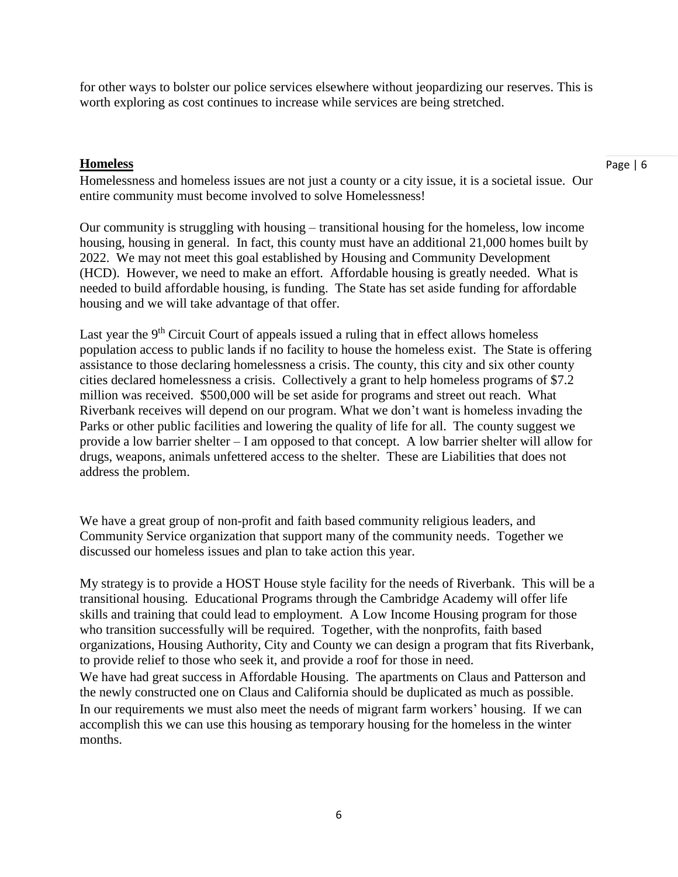for other ways to bolster our police services elsewhere without jeopardizing our reserves. This is worth exploring as cost continues to increase while services are being stretched.

**Homeless**

Homelessness and homeless issues are not just a county or a city issue, it is a societal issue. Our entire community must become involved to solve Homelessness!

Our community is struggling with housing – transitional housing for the homeless, low income housing, housing in general. In fact, this county must have an additional 21,000 homes built by 2022. We may not meet this goal established by Housing and Community Development (HCD). However, we need to make an effort. Affordable housing is greatly needed. What is needed to build affordable housing, is funding. The State has set aside funding for affordable housing and we will take advantage of that offer.

Last year the 9th Circuit Court of appeals issued a ruling that in effect allows homeless population access to public lands if no facility to house the homeless exist. The State is offering assistance to those declaring homelessness a crisis. The county, this city and six other county cities declared homelessness a crisis. Collectively a grant to help homeless programs of $7.2 million was received. $500,000 will be set aside for programs and street out reach. What Riverbank receives will depend on our program. What we don't want is homeless invading the Parks or other public facilities and lowering the quality of life for all. The county suggest we provide a low barrier shelter – I am opposed to that concept. A low barrier shelter will allow for drugs, weapons, animals unfettered access to the shelter. These are Liabilities that does not address the problem.

We have a great group of non-profit and faith based community religious leaders, and Community Service organization that support many of the community needs. Together we discussed our homeless issues and plan to take action this year.

My strategy is to provide a HOST House style facility for the needs of Riverbank. This will be a transitional housing. Educational Programs through the Cambridge Academy will offer life skills and training that could lead to employment. A Low Income Housing program for those who transition successfully will be required. Together, with the nonprofits, faith based organizations, Housing Authority, City and County we can design a program that fits Riverbank, to provide relief to those who seek it, and provide a roof for those in need.

We have had great success in Affordable Housing. The apartments on Claus and Patterson and the newly constructed one on Claus and California should be duplicated as much as possible.

In our requirements we must also meet the needs of migrant farm workers' housing. If we can accomplish this we can use this housing as temporary housing for the homeless in the winter months.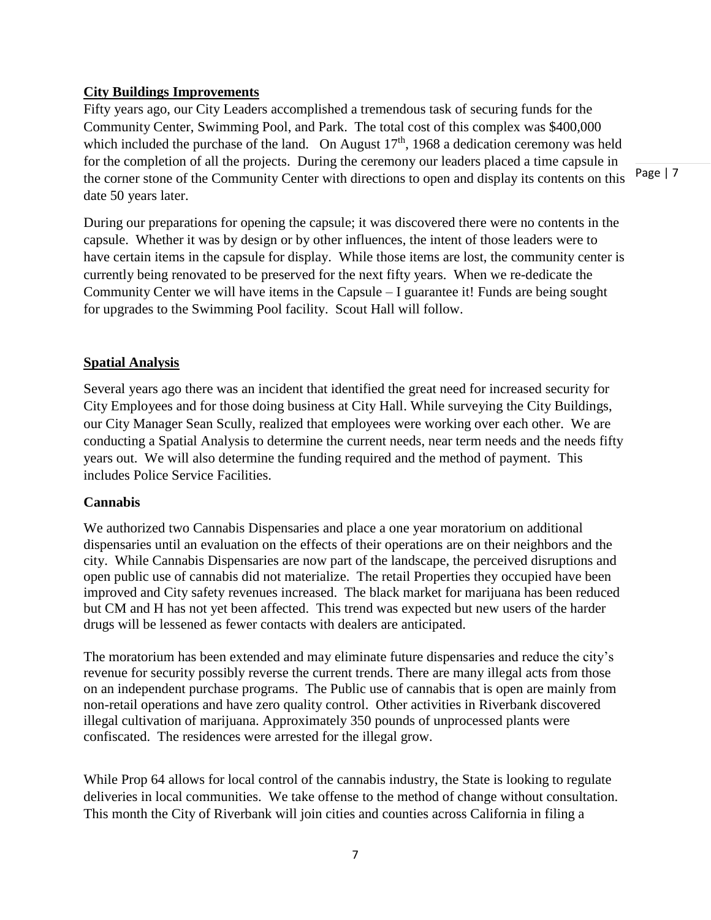## City Buildings Improvements

Fifty years ago, our City Leaders accomplished a tremendous task of securing funds for the Community Center, Swimming Pool, and Park. The total cost of this complex was $400,000 which included the purchase of the land. On August 17th, 1968 a dedication ceremony was held for the completion of all the projects. During the ceremony our leaders placed a time capsule in the corner stone of the Community Center with directions to open and display its contents on this date 50 years later.

During our preparations for opening the capsule; it was discovered there were no contents in the capsule. Whether it was by design or by other influences, the intent of those leaders were to have certain items in the capsule for display. While those items are lost, the community center is currently being renovated to be preserved for the next fifty years. When we re-dedicate the Community Center we will have items in the Capsule – I guarantee it! Funds are being sought for upgrades to the Swimming Pool facility. Scout Hall will follow.

## Spatial Analysis

Several years ago there was an incident that identified the great need for increased security for City Employees and for those doing business at City Hall. While surveying the City Buildings, our City Manager Sean Scully, realized that employees were working over each other. We are conducting a Spatial Analysis to determine the current needs, near term needs and the needs fifty years out. We will also determine the funding required and the method of payment. This includes Police Service Facilities.

## Cannabis

We authorized two Cannabis Dispensaries and place a one year moratorium on additional dispensaries until an evaluation on the effects of their operations are on their neighbors and the city. While Cannabis Dispensaries are now part of the landscape, the perceived disruptions and open public use of cannabis did not materialize. The retail Properties they occupied have been improved and City safety revenues increased. The black market for marijuana has been reduced but CM and H has not yet been affected. This trend was expected but new users of the harder drugs will be lessened as fewer contacts with dealers are anticipated.

The moratorium has been extended and may eliminate future dispensaries and reduce the city's revenue for security possibly reverse the current trends. There are many illegal acts from those on an independent purchase programs. The Public use of cannabis that is open are mainly from non-retail operations and have zero quality control. Other activities in Riverbank discovered illegal cultivation of marijuana. Approximately 350 pounds of unprocessed plants were confiscated. The residences were arrested for the illegal grow.

While Prop 64 allows for local control of the cannabis industry, the State is looking to regulate deliveries in local communities. We take offense to the method of change without consultation. This month the City of Riverbank will join cities and counties across California in filing a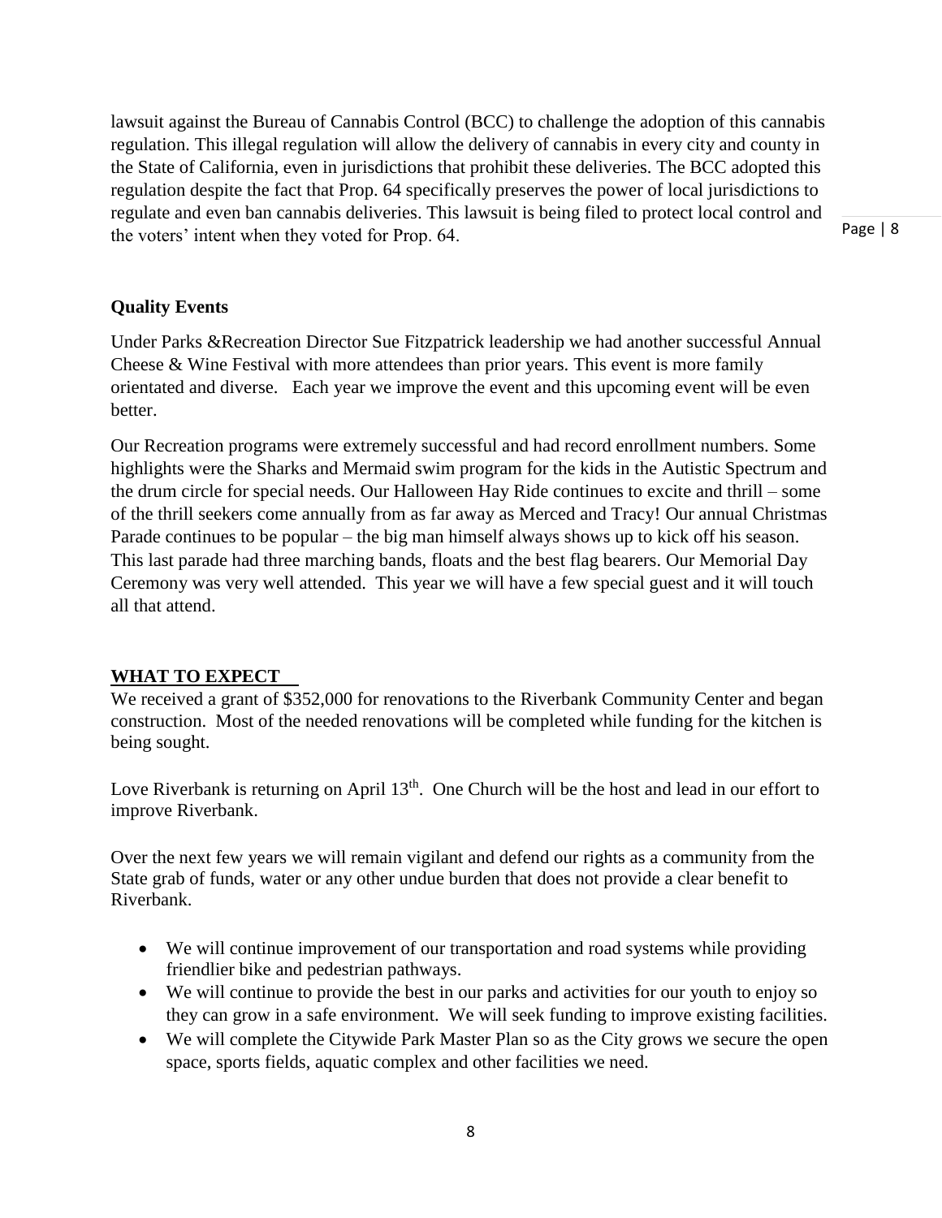lawsuit against the Bureau of Cannabis Control (BCC) to challenge the adoption of this cannabis regulation. This illegal regulation will allow the delivery of cannabis in every city and county in the State of California, even in jurisdictions that prohibit these deliveries. The BCC adopted this regulation despite the fact that Prop. 64 specifically preserves the power of local jurisdictions to regulate and even ban cannabis deliveries. This lawsuit is being filed to protect local control and the voters' intent when they voted for Prop. 64.

**Quality Events**

Under Parks &Recreation Director Sue Fitzpatrick leadership we had another successful Annual Cheese & Wine Festival with more attendees than prior years. This event is more family orientated and diverse. Each year we improve the event and this upcoming event will be even better.

Our Recreation programs were extremely successful and had record enrollment numbers. Some highlights were the Sharks and Mermaid swim program for the kids in the Autistic Spectrum and the drum circle for special needs. Our Halloween Hay Ride continues to excite and thrill – some of the thrill seekers come annually from as far away as Merced and Tracy! Our annual Christmas Parade continues to be popular – the big man himself always shows up to kick off his season. This last parade had three marching bands, floats and the best flag bearers. Our Memorial Day Ceremony was very well attended. This year we will have a few special guest and it will touch all that attend.

**WHAT TO EXPECT**

We received a grant of $352,000 for renovations to the Riverbank Community Center and began construction. Most of the needed renovations will be completed while funding for the kitchen is being sought.

Love Riverbank is returning on April 13th. One Church will be the host and lead in our effort to improve Riverbank.

Over the next few years we will remain vigilant and defend our rights as a community from the State grab of funds, water or any other undue burden that does not provide a clear benefit to Riverbank.

- We will continue improvement of our transportation and road systems while providing friendlier bike and pedestrian pathways.
- We will continue to provide the best in our parks and activities for our youth to enjoy so they can grow in a safe environment. We will seek funding to improve existing facilities.
- We will complete the Citywide Park Master Plan so as the City grows we secure the open space, sports fields, aquatic complex and other facilities we need.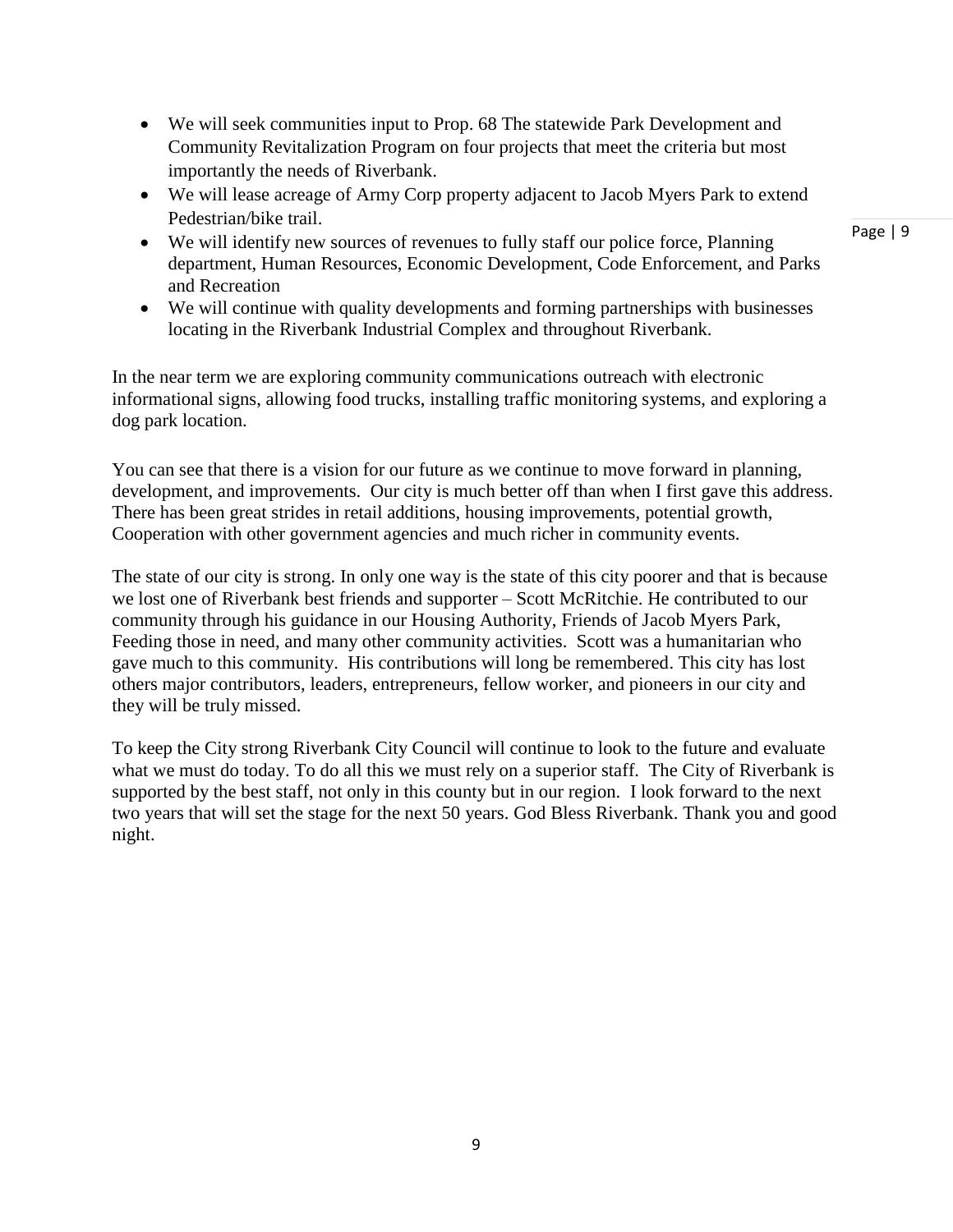- We will seek communities input to Prop. 68 The statewide Park Development and Community Revitalization Program on four projects that meet the criteria but most importantly the needs of Riverbank.
- We will lease acreage of Army Corp property adjacent to Jacob Myers Park to extend Pedestrian/bike trail.
- We will identify new sources of revenues to fully staff our police force, Planning department, Human Resources, Economic Development, Code Enforcement, and Parks and Recreation
- We will continue with quality developments and forming partnerships with businesses locating in the Riverbank Industrial Complex and throughout Riverbank.

In the near term we are exploring community communications outreach with electronic informational signs, allowing food trucks, installing traffic monitoring systems, and exploring a dog park location.

You can see that there is a vision for our future as we continue to move forward in planning, development, and improvements. Our city is much better off than when I first gave this address. There has been great strides in retail additions, housing improvements, potential growth, Cooperation with other government agencies and much richer in community events.

The state of our city is strong. In only one way is the state of this city poorer and that is because we lost one of Riverbank best friends and supporter – Scott McRitchie. He contributed to our community through his guidance in our Housing Authority, Friends of Jacob Myers Park, Feeding those in need, and many other community activities. Scott was a humanitarian who gave much to this community. His contributions will long be remembered. This city has lost others major contributors, leaders, entrepreneurs, fellow worker, and pioneers in our city and they will be truly missed.

To keep the City strong Riverbank City Council will continue to look to the future and evaluate what we must do today. To do all this we must rely on a superior staff. The City of Riverbank is supported by the best staff, not only in this county but in our region. I look forward to the next two years that will set the stage for the next 50 years. God Bless Riverbank. Thank you and good night.